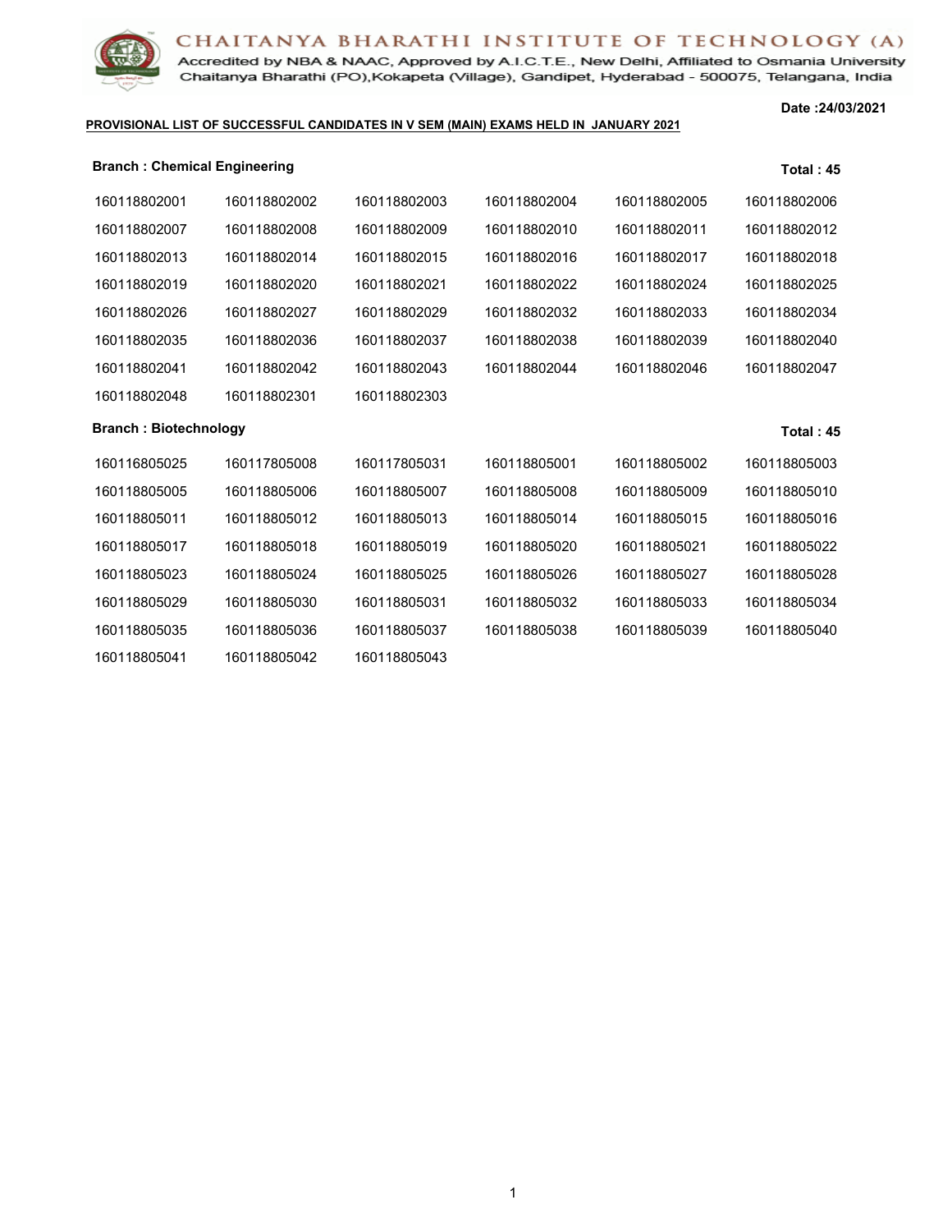# CHAITANYA BHARATHI INSTITUTE OF TECHNOLOGY (A)

Accredited by NBA & NAAC, Approved by A.I.C.T.E., New Delhi, Affiliated to Osmania University
Chaitanya Bharathi (PO),Kokapeta (Village), Gandipet, Hyderabad - 500075, Telangana, India

**Date :24/03/2021**

**PROVISIONAL LIST OF SUCCESSFUL CANDIDATES IN V SEM (MAIN) EXAMS HELD IN JANUARY 2021**

**Branch : Chemical Engineering** **Total : 45**

| | | | | | |
|---|---|---|---|---|---|
| 160118802001 | 160118802002 | 160118802003 | 160118802004 | 160118802005 | 160118802006 |
| 160118802007 | 160118802008 | 160118802009 | 160118802010 | 160118802011 | 160118802012 |
| 160118802013 | 160118802014 | 160118802015 | 160118802016 | 160118802017 | 160118802018 |
| 160118802019 | 160118802020 | 160118802021 | 160118802022 | 160118802024 | 160118802025 |
| 160118802026 | 160118802027 | 160118802029 | 160118802032 | 160118802033 | 160118802034 |
| 160118802035 | 160118802036 | 160118802037 | 160118802038 | 160118802039 | 160118802040 |
| 160118802041 | 160118802042 | 160118802043 | 160118802044 | 160118802046 | 160118802047 |
| 160118802048 | 160118802301 | 160118802303 | | | |

**Branch : Biotechnology** **Total : 45**

| | | | | | |
|---|---|---|---|---|---|
| 160116805025 | 160117805008 | 160117805031 | 160118805001 | 160118805002 | 160118805003 |
| 160118805005 | 160118805006 | 160118805007 | 160118805008 | 160118805009 | 160118805010 |
| 160118805011 | 160118805012 | 160118805013 | 160118805014 | 160118805015 | 160118805016 |
| 160118805017 | 160118805018 | 160118805019 | 160118805020 | 160118805021 | 160118805022 |
| 160118805023 | 160118805024 | 160118805025 | 160118805026 | 160118805027 | 160118805028 |
| 160118805029 | 160118805030 | 160118805031 | 160118805032 | 160118805033 | 160118805034 |
| 160118805035 | 160118805036 | 160118805037 | 160118805038 | 160118805039 | 160118805040 |
| 160118805041 | 160118805042 | 160118805043 | | | |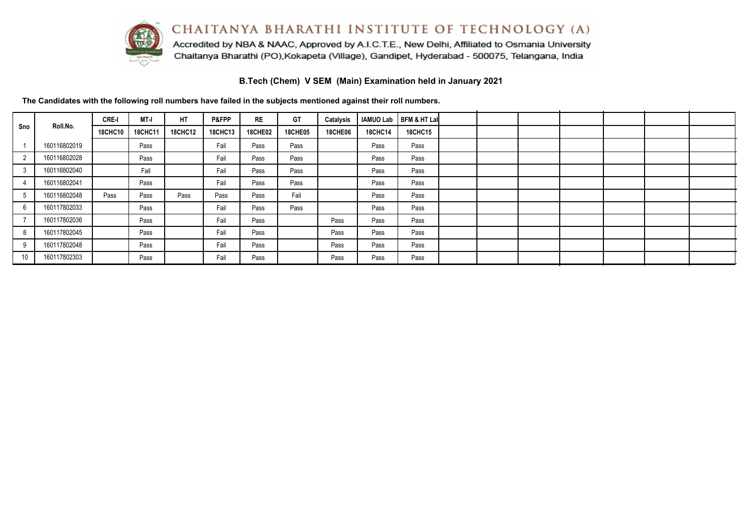# CHAITANYA BHARATHI INSTITUTE OF TECHNOLOGY (A)

Accredited by NBA & NAAC, Approved by A.I.C.T.E., New Delhi, Affiliated to Osmania University
Chaitanya Bharathi (PO),Kokapeta (Village), Gandipet, Hyderabad - 500075, Telangana, India

## B.Tech (Chem) V SEM (Main) Examination held in January 2021

**The Candidates with the following roll numbers have failed in the subjects mentioned against their roll numbers.**

| Sno | Roll.No. | CRE-I | MT-I | HT | P&FPP | RE | GT | Catalysis | IAMUO Lab | BFM & HT Lal | | | | | | | |
|---|---|---|---|---|---|---|---|---|---|---|---|---|---|---|---|---|---|
| | | 18CHC10 | 18CHC11 | 18CHC12 | 18CHC13 | 18CHE02 | 18CHE05 | 18CHE06 | 18CHC14 | 18CHC15 | | | | | | | |
| 1 | 160116802019 | | Pass | | Fail | Pass | Pass | | Pass | Pass | | | | | | | |
| 2 | 160116802028 | | Pass | | Fail | Pass | Pass | | Pass | Pass | | | | | | | |
| 3 | 160116802040 | | Fail | | Fail | Pass | Pass | | Pass | Pass | | | | | | | |
| 4 | 160116802041 | | Pass | | Fail | Pass | Pass | | Pass | Pass | | | | | | | |
| 5 | 160116802048 | Pass | Pass | Pass | Pass | Pass | Fail | | Pass | Pass | | | | | | | |
| 6 | 160117802033 | | Pass | | Fail | Pass | Pass | | Pass | Pass | | | | | | | |
| 7 | 160117802036 | | Pass | | Fail | Pass | | Pass | Pass | Pass | | | | | | | |
| 8 | 160117802045 | | Pass | | Fail | Pass | | Pass | Pass | Pass | | | | | | | |
| 9 | 160117802048 | | Pass | | Fail | Pass | | Pass | Pass | Pass | | | | | | | |
| 10 | 160117802303 | | Pass | | Fail | Pass | | Pass | Pass | Pass | | | | | | | |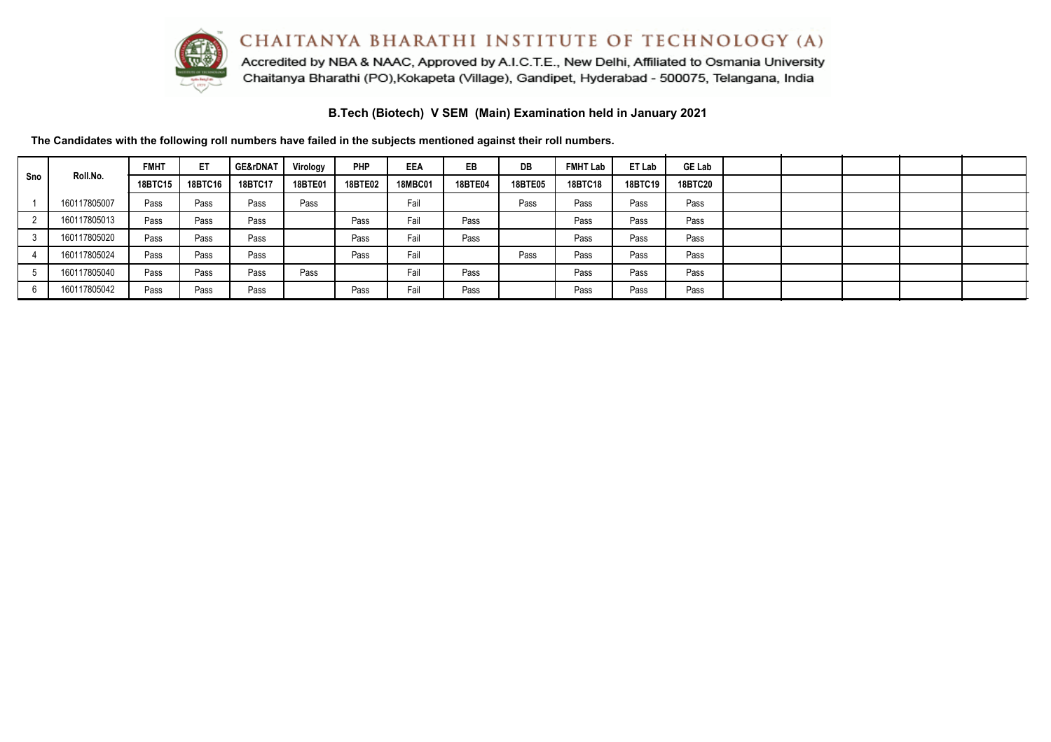# CHAITANYA BHARATHI INSTITUTE OF TECHNOLOGY (A)

Accredited by NBA & NAAC, Approved by A.I.C.T.E., New Delhi, Affiliated to Osmania University
Chaitanya Bharathi (PO),Kokapeta (Village), Gandipet, Hyderabad - 500075, Telangana, India

## B.Tech (Biotech) V SEM (Main) Examination held in January 2021

**The Candidates with the following roll numbers have failed in the subjects mentioned against their roll numbers.**

| Sno | Roll.No. | FMHT | ET | GE&rDNAT | Virology | PHP | EEA | EB | DB | FMHT Lab | ET Lab | GE Lab |
|---|---|---|---|---|---|---|---|---|---|---|---|---|
| | | 18BTC15 | 18BTC16 | 18BTC17 | 18BTE01 | 18BTE02 | 18MBC01 | 18BTE04 | 18BTE05 | 18BTC18 | 18BTC19 | 18BTC20 |
| 1 | 160117805007 | Pass | Pass | Pass | Pass | | Fail | | Pass | Pass | Pass | Pass |
| 2 | 160117805013 | Pass | Pass | Pass | | Pass | Fail | Pass | | Pass | Pass | Pass |
| 3 | 160117805020 | Pass | Pass | Pass | | Pass | Fail | Pass | | Pass | Pass | Pass |
| 4 | 160117805024 | Pass | Pass | Pass | | Pass | Fail | | Pass | Pass | Pass | Pass |
| 5 | 160117805040 | Pass | Pass | Pass | Pass | | Fail | Pass | | Pass | Pass | Pass |
| 6 | 160117805042 | Pass | Pass | Pass | | Pass | Fail | Pass | | Pass | Pass | Pass |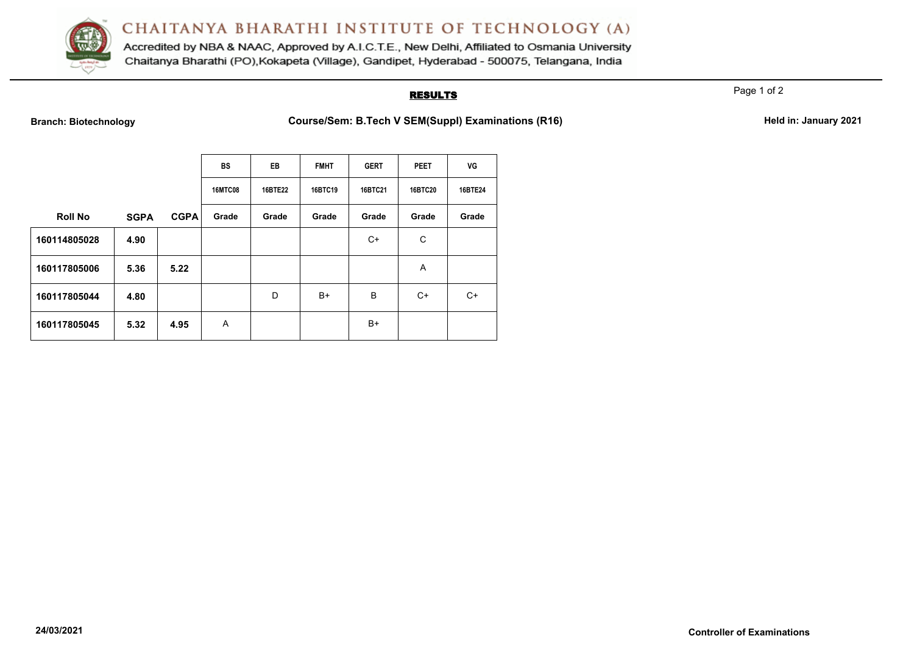# CHAITANYA BHARATHI INSTITUTE OF TECHNOLOGY (A)

Accredited by NBA & NAAC, Approved by A.I.C.T.E., New Delhi, Affiliated to Osmania University
Chaitanya Bharathi (PO),Kokapeta (Village), Gandipet, Hyderabad - 500075, Telangana, India

## RESULTS

**Branch: Biotechnology** **Course/Sem: B.Tech V SEM(Suppl) Examinations (R16)** **Held in: January 2021**

| | | | BS | EB | FMHT | GERT | PEET | VG |
|---|---|---|---|---|---|---|---|---|
| | | | 16MTC08 | 16BTE22 | 16BTC19 | 16BTC21 | 16BTC20 | 16BTE24 |
| **Roll No** | **SGPA** | **CGPA** | **Grade** | **Grade** | **Grade** | **Grade** | **Grade** | **Grade** |
| **160114805028** | **4.90** | | | | | C+ | C | |
| **160117805006** | **5.36** | **5.22** | | | | | A | |
| **160117805044** | **4.80** | | | D | B+ | B | C+ | C+ |
| **160117805045** | **5.32** | **4.95** | A | | | B+ | | |

**24/03/2021** **Controller of Examinations**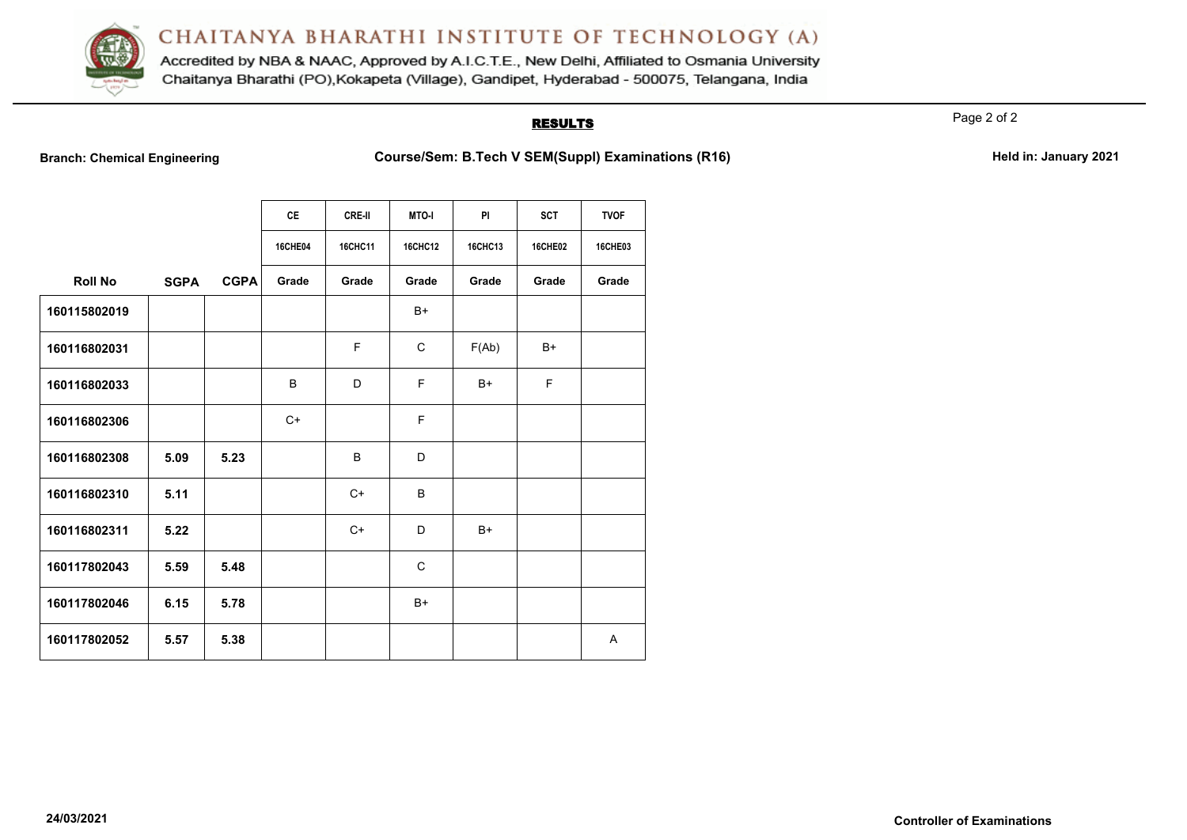# CHAITANYA BHARATHI INSTITUTE OF TECHNOLOGY (A)

Accredited by NBA & NAAC, Approved by A.I.C.T.E., New Delhi, Affiliated to Osmania University
Chaitanya Bharathi (PO),Kokapeta (Village), Gandipet, Hyderabad - 500075, Telangana, India

## RESULTS

**Branch: Chemical Engineering** **Course/Sem: B.Tech V SEM(Suppl) Examinations (R16)** **Held in: January 2021**

| | | | CE | CRE-II | MTO-I | PI | SCT | TVOF |
|---|---|---|---|---|---|---|---|---|
| | | | 16CHE04 | 16CHC11 | 16CHC12 | 16CHC13 | 16CHE02 | 16CHE03 |
| **Roll No** | **SGPA** | **CGPA** | **Grade** | **Grade** | **Grade** | **Grade** | **Grade** | **Grade** |
| **160115802019** | | | | | B+ | | | |
| **160116802031** | | | | F | C | F(Ab) | B+ | |
| **160116802033** | | | B | D | F | B+ | F | |
| **160116802306** | | | C+ | | F | | | |
| **160116802308** | **5.09** | **5.23** | | B | D | | | |
| **160116802310** | **5.11** | | | C+ | B | | | |
| **160116802311** | **5.22** | | | C+ | D | B+ | | |
| **160117802043** | **5.59** | **5.48** | | | C | | | |
| **160117802046** | **6.15** | **5.78** | | | B+ | | | |
| **160117802052** | **5.57** | **5.38** | | | | | | A |

**24/03/2021** **Controller of Examinations**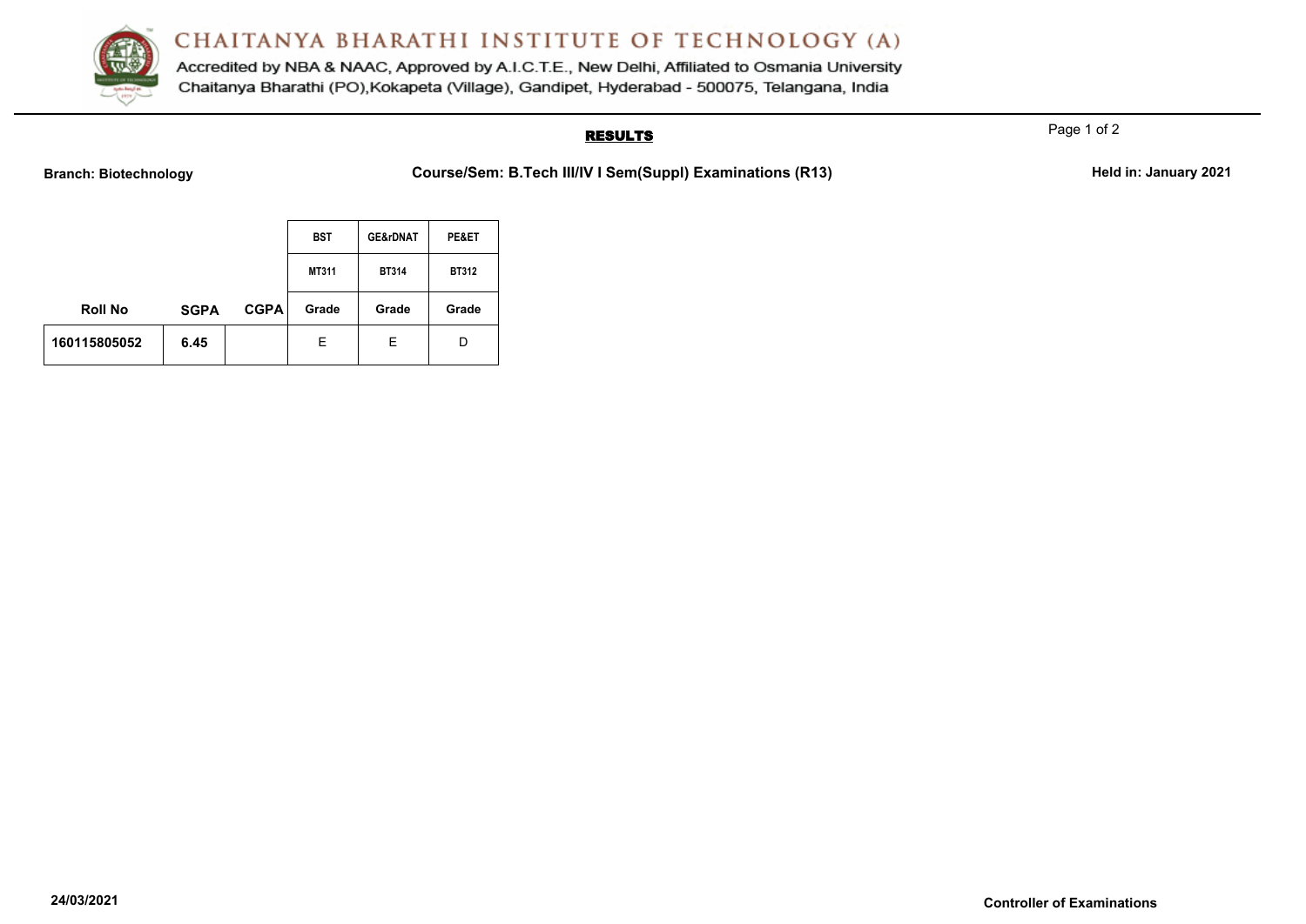# CHAITANYA BHARATHI INSTITUTE OF TECHNOLOGY (A)

Accredited by NBA & NAAC, Approved by A.I.C.T.E., New Delhi, Affiliated to Osmania University
Chaitanya Bharathi (PO),Kokapeta (Village), Gandipet, Hyderabad - 500075, Telangana, India

## RESULTS

**Branch: Biotechnology** **Course/Sem: B.Tech III/IV I Sem(Suppl) Examinations (R13)** **Held in: January 2021**

| | | | BST | GE&rDNAT | PE&ET |
|---|---|---|---|---|---|
| | | | MT311 | BT314 | BT312 |
| Roll No | SGPA | CGPA | Grade | Grade | Grade |
| 160115805052 | 6.45 | | E | E | D |

**24/03/2021** **Controller of Examinations**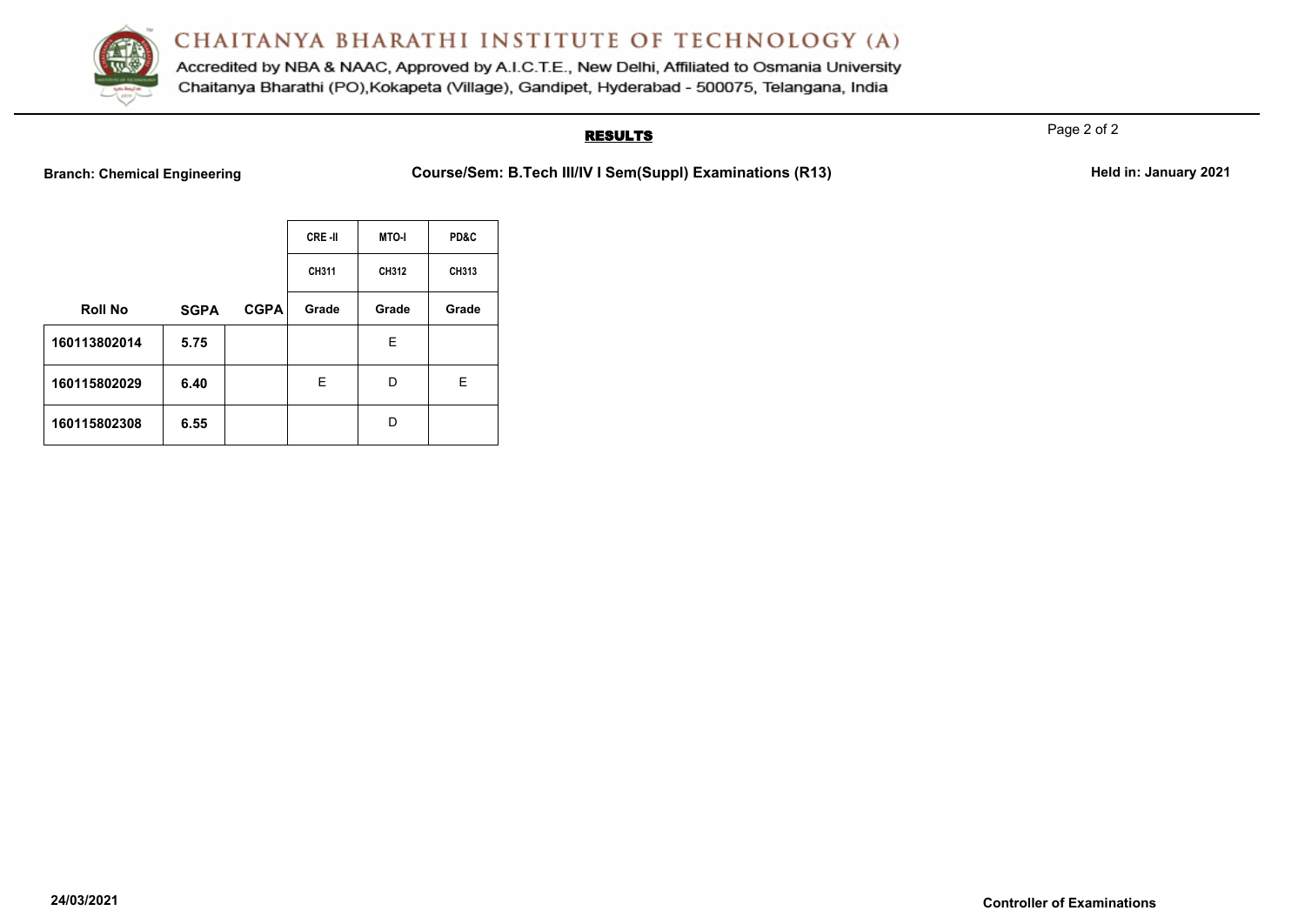# CHAITANYA BHARATHI INSTITUTE OF TECHNOLOGY (A)

Accredited by NBA & NAAC, Approved by A.I.C.T.E., New Delhi, Affiliated to Osmania University
Chaitanya Bharathi (PO),Kokapeta (Village), Gandipet, Hyderabad - 500075, Telangana, India

## RESULTS

**Branch: Chemical Engineering** **Course/Sem: B.Tech III/IV I Sem(Suppl) Examinations (R13)** **Held in: January 2021**

| | | | CRE -II | MTO-I | PD&C |
|---|---|---|---|---|---|
| | | | CH311 | CH312 | CH313 |
| **Roll No** | **SGPA** | **CGPA** | **Grade** | **Grade** | **Grade** |
| **160113802014** | **5.75** | | | E | |
| **160115802029** | **6.40** | | E | D | E |
| **160115802308** | **6.55** | | | D | |

**24/03/2021** **Controller of Examinations**